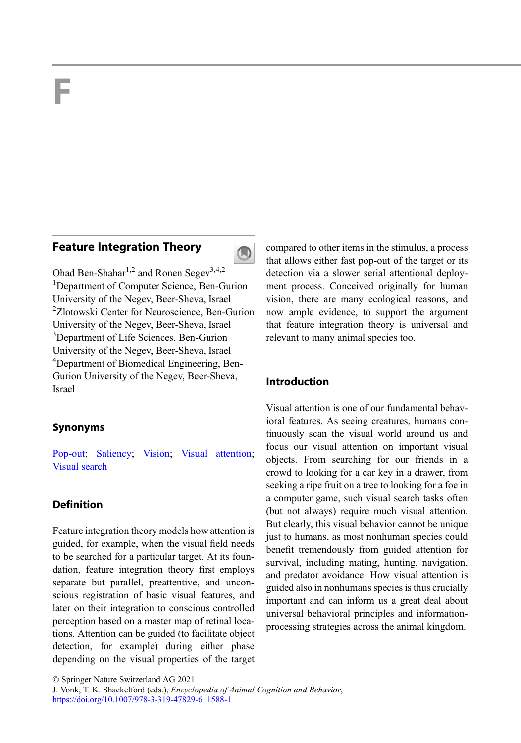# F

## Feature Integration Theory

Ohad Ben-Shahar[1,2] and Ronen Segev[3,4,2]
[1]Department of Computer Science, Ben-Gurion University of the Negev, Beer-Sheva, Israel
[2]Zlotowski Center for Neuroscience, Ben-Gurion University of the Negev, Beer-Sheva, Israel
[3]Department of Life Sciences, Ben-Gurion University of the Negev, Beer-Sheva, Israel
[4]Department of Biomedical Engineering, Ben-Gurion University of the Negev, Beer-Sheva, Israel

### Synonyms

Pop-out; Saliency; Vision; Visual attention; Visual search

### Definition

Feature integration theory models how attention is guided, for example, when the visual field needs to be searched for a particular target. At its foundation, feature integration theory first employs separate but parallel, preattentive, and unconscious registration of basic visual features, and later on their integration to conscious controlled perception based on a master map of retinal locations. Attention can be guided (to facilitate object detection, for example) during either phase depending on the visual properties of the target compared to other items in the stimulus, a process that allows either fast pop-out of the target or its detection via a slower serial attentional deployment process. Conceived originally for human vision, there are many ecological reasons, and now ample evidence, to support the argument that feature integration theory is universal and relevant to many animal species too.

### Introduction

Visual attention is one of our fundamental behavioral features. As seeing creatures, humans continuously scan the visual world around us and focus our visual attention on important visual objects. From searching for our friends in a crowd to looking for a car key in a drawer, from seeking a ripe fruit on a tree to looking for a foe in a computer game, such visual search tasks often (but not always) require much visual attention. But clearly, this visual behavior cannot be unique just to humans, as most nonhuman species could benefit tremendously from guided attention for survival, including mating, hunting, navigation, and predator avoidance. How visual attention is guided also in nonhumans species is thus crucially important and can inform us a great deal about universal behavioral principles and information-processing strategies across the animal kingdom.

© Springer Nature Switzerland AG 2021
J. Vonk, T. K. Shackelford (eds.), *Encyclopedia of Animal Cognition and Behavior*,
https://doi.org/10.1007/978-3-319-47829-6_1588-1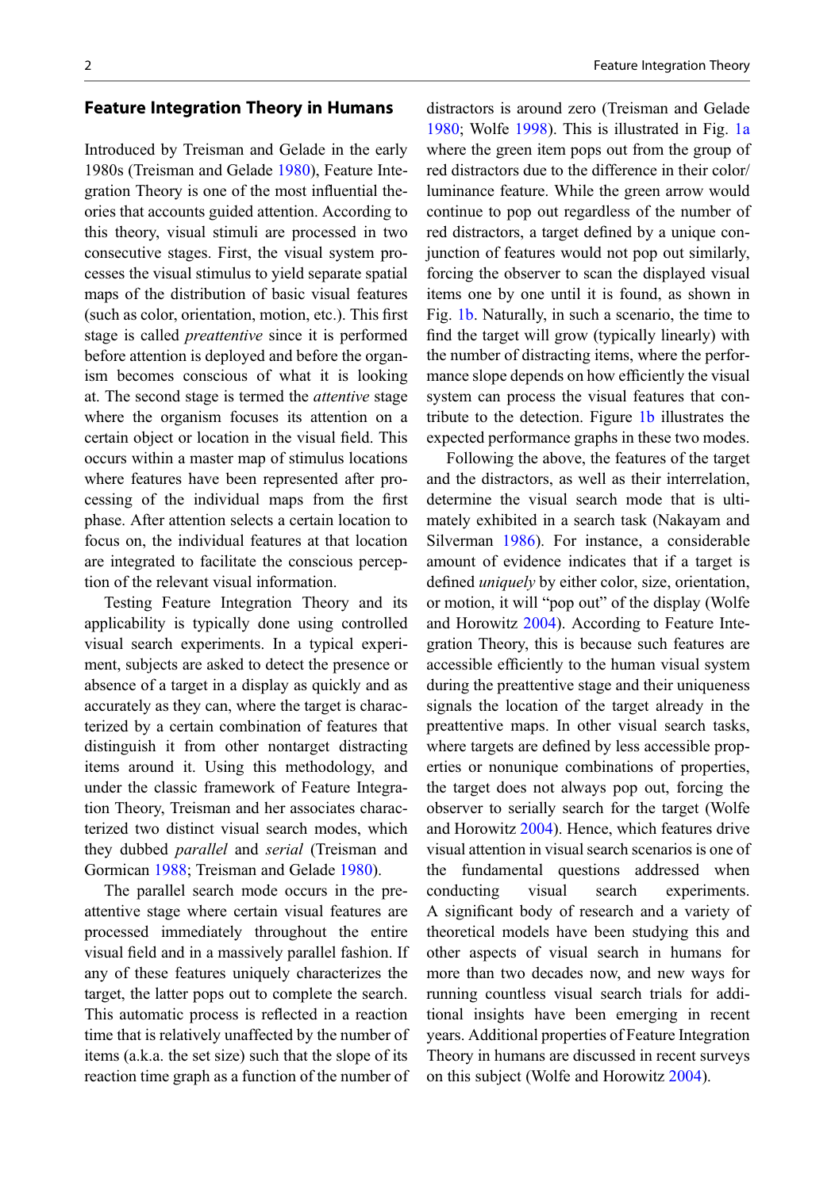## Feature Integration Theory in Humans

Introduced by Treisman and Gelade in the early 1980s (Treisman and Gelade 1980), Feature Integration Theory is one of the most influential theories that accounts guided attention. According to this theory, visual stimuli are processed in two consecutive stages. First, the visual system processes the visual stimulus to yield separate spatial maps of the distribution of basic visual features (such as color, orientation, motion, etc.). This first stage is called *preattentive* since it is performed before attention is deployed and before the organism becomes conscious of what it is looking at. The second stage is termed the *attentive* stage where the organism focuses its attention on a certain object or location in the visual field. This occurs within a master map of stimulus locations where features have been represented after processing of the individual maps from the first phase. After attention selects a certain location to focus on, the individual features at that location are integrated to facilitate the conscious perception of the relevant visual information.

Testing Feature Integration Theory and its applicability is typically done using controlled visual search experiments. In a typical experiment, subjects are asked to detect the presence or absence of a target in a display as quickly and as accurately as they can, where the target is characterized by a certain combination of features that distinguish it from other nontarget distracting items around it. Using this methodology, and under the classic framework of Feature Integration Theory, Treisman and her associates characterized two distinct visual search modes, which they dubbed *parallel* and *serial* (Treisman and Gormican 1988; Treisman and Gelade 1980).

The parallel search mode occurs in the preattentive stage where certain visual features are processed immediately throughout the entire visual field and in a massively parallel fashion. If any of these features uniquely characterizes the target, the latter pops out to complete the search. This automatic process is reflected in a reaction time that is relatively unaffected by the number of items (a.k.a. the set size) such that the slope of its reaction time graph as a function of the number of distractors is around zero (Treisman and Gelade 1980; Wolfe 1998). This is illustrated in Fig. 1a where the green item pops out from the group of red distractors due to the difference in their color/luminance feature. While the green arrow would continue to pop out regardless of the number of red distractors, a target defined by a unique conjunction of features would not pop out similarly, forcing the observer to scan the displayed visual items one by one until it is found, as shown in Fig. 1b. Naturally, in such a scenario, the time to find the target will grow (typically linearly) with the number of distracting items, where the performance slope depends on how efficiently the visual system can process the visual features that contribute to the detection. Figure 1b illustrates the expected performance graphs in these two modes.

Following the above, the features of the target and the distractors, as well as their interrelation, determine the visual search mode that is ultimately exhibited in a search task (Nakayam and Silverman 1986). For instance, a considerable amount of evidence indicates that if a target is defined *uniquely* by either color, size, orientation, or motion, it will "pop out" of the display (Wolfe and Horowitz 2004). According to Feature Integration Theory, this is because such features are accessible efficiently to the human visual system during the preattentive stage and their uniqueness signals the location of the target already in the preattentive maps. In other visual search tasks, where targets are defined by less accessible properties or nonunique combinations of properties, the target does not always pop out, forcing the observer to serially search for the target (Wolfe and Horowitz 2004). Hence, which features drive visual attention in visual search scenarios is one of the fundamental questions addressed when conducting visual search experiments. A significant body of research and a variety of theoretical models have been studying this and other aspects of visual search in humans for more than two decades now, and new ways for running countless visual search trials for additional insights have been emerging in recent years. Additional properties of Feature Integration Theory in humans are discussed in recent surveys on this subject (Wolfe and Horowitz 2004).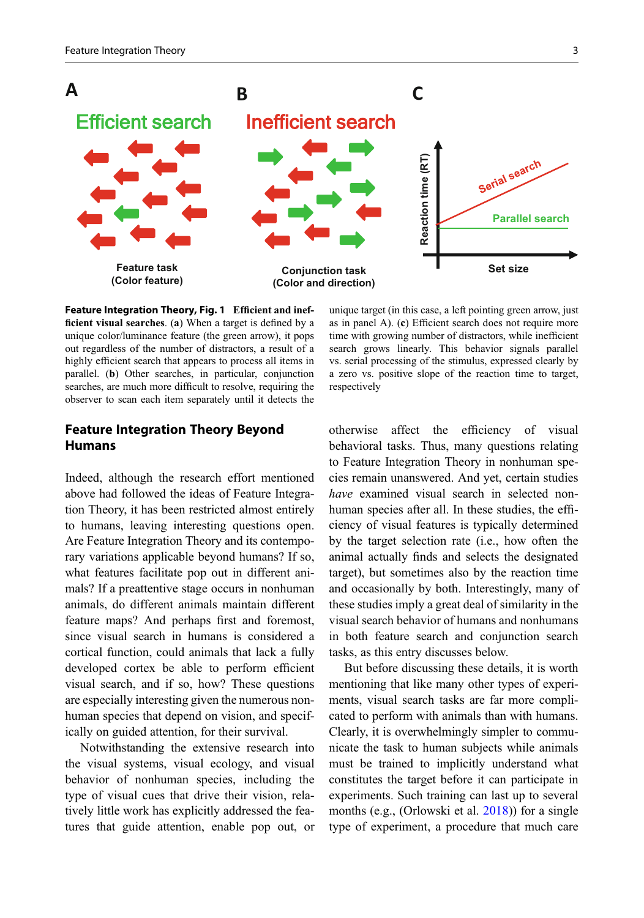**Feature Integration Theory, Fig. 1** **Efficient and inefficient visual searches**. (**a**) When a target is defined by a unique color/luminance feature (the green arrow), it pops out regardless of the number of distractors, a result of a highly efficient search that appears to process all items in parallel. (**b**) Other searches, in particular, conjunction searches, are much more difficult to resolve, requiring the observer to scan each item separately until it detects the unique target (in this case, a left pointing green arrow, just as in panel A). (**c**) Efficient search does not require more time with growing number of distractors, while inefficient search grows linearly. This behavior signals parallel vs. serial processing of the stimulus, expressed clearly by a zero vs. positive slope of the reaction time to target, respectively

## Feature Integration Theory Beyond Humans

Indeed, although the research effort mentioned above had followed the ideas of Feature Integration Theory, it has been restricted almost entirely to humans, leaving interesting questions open. Are Feature Integration Theory and its contemporary variations applicable beyond humans? If so, what features facilitate pop out in different animals? If a preattentive stage occurs in nonhuman animals, do different animals maintain different feature maps? And perhaps first and foremost, since visual search in humans is considered a cortical function, could animals that lack a fully developed cortex be able to perform efficient visual search, and if so, how? These questions are especially interesting given the numerous nonhuman species that depend on vision, and specifically on guided attention, for their survival.

Notwithstanding the extensive research into the visual systems, visual ecology, and visual behavior of nonhuman species, including the type of visual cues that drive their vision, relatively little work has explicitly addressed the features that guide attention, enable pop out, or otherwise affect the efficiency of visual behavioral tasks. Thus, many questions relating to Feature Integration Theory in nonhuman species remain unanswered. And yet, certain studies *have* examined visual search in selected nonhuman species after all. In these studies, the efficiency of visual features is typically determined by the target selection rate (i.e., how often the animal actually finds and selects the designated target), but sometimes also by the reaction time and occasionally by both. Interestingly, many of these studies imply a great deal of similarity in the visual search behavior of humans and nonhumans in both feature search and conjunction search tasks, as this entry discusses below.

But before discussing these details, it is worth mentioning that like many other types of experiments, visual search tasks are far more complicated to perform with animals than with humans. Clearly, it is overwhelmingly simpler to communicate the task to human subjects while animals must be trained to implicitly understand what constitutes the target before it can participate in experiments. Such training can last up to several months (e.g., (Orlowski et al. 2018)) for a single type of experiment, a procedure that much care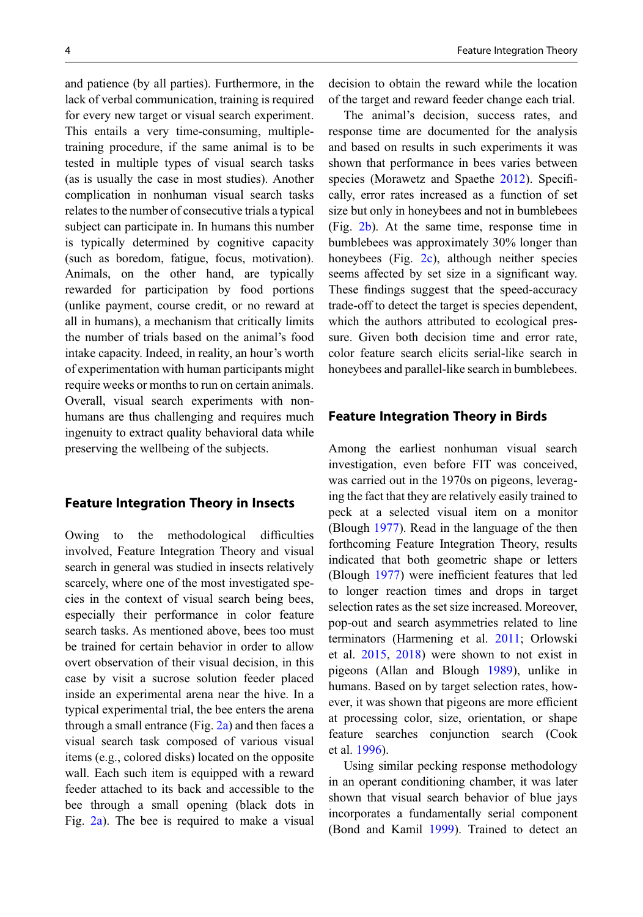and patience (by all parties). Furthermore, in the lack of verbal communication, training is required for every new target or visual search experiment. This entails a very time-consuming, multiple-training procedure, if the same animal is to be tested in multiple types of visual search tasks (as is usually the case in most studies). Another complication in nonhuman visual search tasks relates to the number of consecutive trials a typical subject can participate in. In humans this number is typically determined by cognitive capacity (such as boredom, fatigue, focus, motivation). Animals, on the other hand, are typically rewarded for participation by food portions (unlike payment, course credit, or no reward at all in humans), a mechanism that critically limits the number of trials based on the animal's food intake capacity. Indeed, in reality, an hour's worth of experimentation with human participants might require weeks or months to run on certain animals. Overall, visual search experiments with non-humans are thus challenging and requires much ingenuity to extract quality behavioral data while preserving the wellbeing of the subjects.

## Feature Integration Theory in Insects

Owing to the methodological difficulties involved, Feature Integration Theory and visual search in general was studied in insects relatively scarcely, where one of the most investigated species in the context of visual search being bees, especially their performance in color feature search tasks. As mentioned above, bees too must be trained for certain behavior in order to allow overt observation of their visual decision, in this case by visit a sucrose solution feeder placed inside an experimental arena near the hive. In a typical experimental trial, the bee enters the arena through a small entrance (Fig. 2a) and then faces a visual search task composed of various visual items (e.g., colored disks) located on the opposite wall. Each such item is equipped with a reward feeder attached to its back and accessible to the bee through a small opening (black dots in Fig. 2a). The bee is required to make a visual decision to obtain the reward while the location of the target and reward feeder change each trial.

The animal's decision, success rates, and response time are documented for the analysis and based on results in such experiments it was shown that performance in bees varies between species (Morawetz and Spaethe 2012). Specifically, error rates increased as a function of set size but only in honeybees and not in bumblebees (Fig. 2b). At the same time, response time in bumblebees was approximately 30% longer than honeybees (Fig. 2c), although neither species seems affected by set size in a significant way. These findings suggest that the speed-accuracy trade-off to detect the target is species dependent, which the authors attributed to ecological pressure. Given both decision time and error rate, color feature search elicits serial-like search in honeybees and parallel-like search in bumblebees.

## Feature Integration Theory in Birds

Among the earliest nonhuman visual search investigation, even before FIT was conceived, was carried out in the 1970s on pigeons, leveraging the fact that they are relatively easily trained to peck at a selected visual item on a monitor (Blough 1977). Read in the language of the then forthcoming Feature Integration Theory, results indicated that both geometric shape or letters (Blough 1977) were inefficient features that led to longer reaction times and drops in target selection rates as the set size increased. Moreover, pop-out and search asymmetries related to line terminators (Harmening et al. 2011; Orlowski et al. 2015, 2018) were shown to not exist in pigeons (Allan and Blough 1989), unlike in humans. Based on by target selection rates, however, it was shown that pigeons are more efficient at processing color, size, orientation, or shape feature searches conjunction search (Cook et al. 1996).

Using similar pecking response methodology in an operant conditioning chamber, it was later shown that visual search behavior of blue jays incorporates a fundamentally serial component (Bond and Kamil 1999). Trained to detect an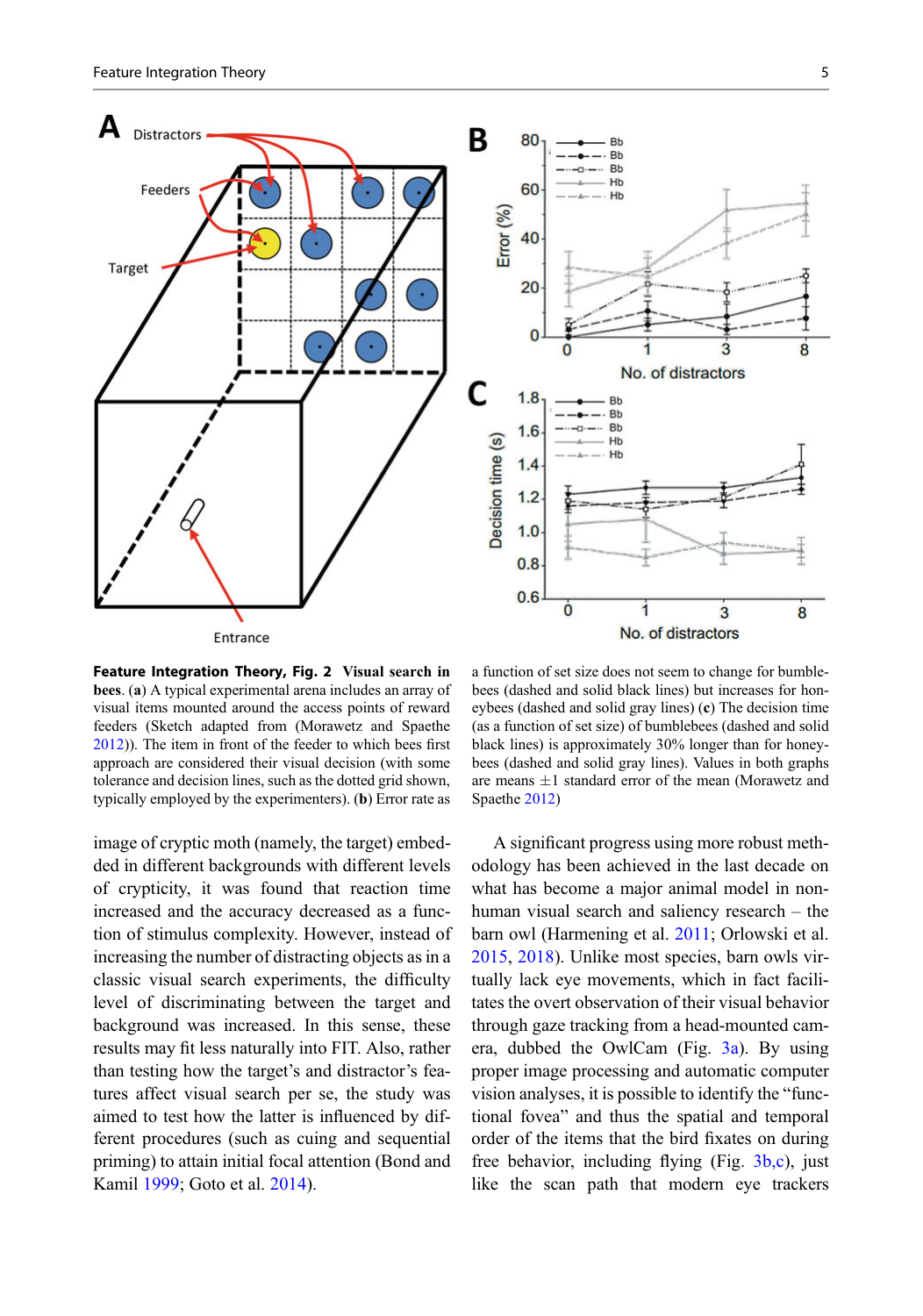**Feature Integration Theory, Fig. 2 Visual search in bees**. (**a**) A typical experimental arena includes an array of visual items mounted around the access points of reward feeders (Sketch adapted from (Morawetz and Spaethe 2012)). The item in front of the feeder to which bees first approach are considered their visual decision (with some tolerance and decision lines, such as the dotted grid shown, typically employed by the experimenters). (**b**) Error rate as a function of set size does not seem to change for bumblebees (dashed and solid black lines) but increases for honeybees (dashed and solid gray lines) (**c**) The decision time (as a function of set size) of bumblebees (dashed and solid black lines) is approximately 30% longer than for honeybees (dashed and solid gray lines). Values in both graphs are means ±1 standard error of the mean (Morawetz and Spaethe 2012)

image of cryptic moth (namely, the target) embedded in different backgrounds with different levels of crypticity, it was found that reaction time increased and the accuracy decreased as a function of stimulus complexity. However, instead of increasing the number of distracting objects as in a classic visual search experiments, the difficulty level of discriminating between the target and background was increased. In this sense, these results may fit less naturally into FIT. Also, rather than testing how the target's and distractor's features affect visual search per se, the study was aimed to test how the latter is influenced by different procedures (such as cuing and sequential priming) to attain initial focal attention (Bond and Kamil 1999; Goto et al. 2014).

A significant progress using more robust methodology has been achieved in the last decade on what has become a major animal model in non-human visual search and saliency research – the barn owl (Harmening et al. 2011; Orlowski et al. 2015, 2018). Unlike most species, barn owls virtually lack eye movements, which in fact facilitates the overt observation of their visual behavior through gaze tracking from a head-mounted camera, dubbed the OwlCam (Fig. 3a). By using proper image processing and automatic computer vision analyses, it is possible to identify the "functional fovea" and thus the spatial and temporal order of the items that the bird fixates on during free behavior, including flying (Fig. 3b,c), just like the scan path that modern eye trackers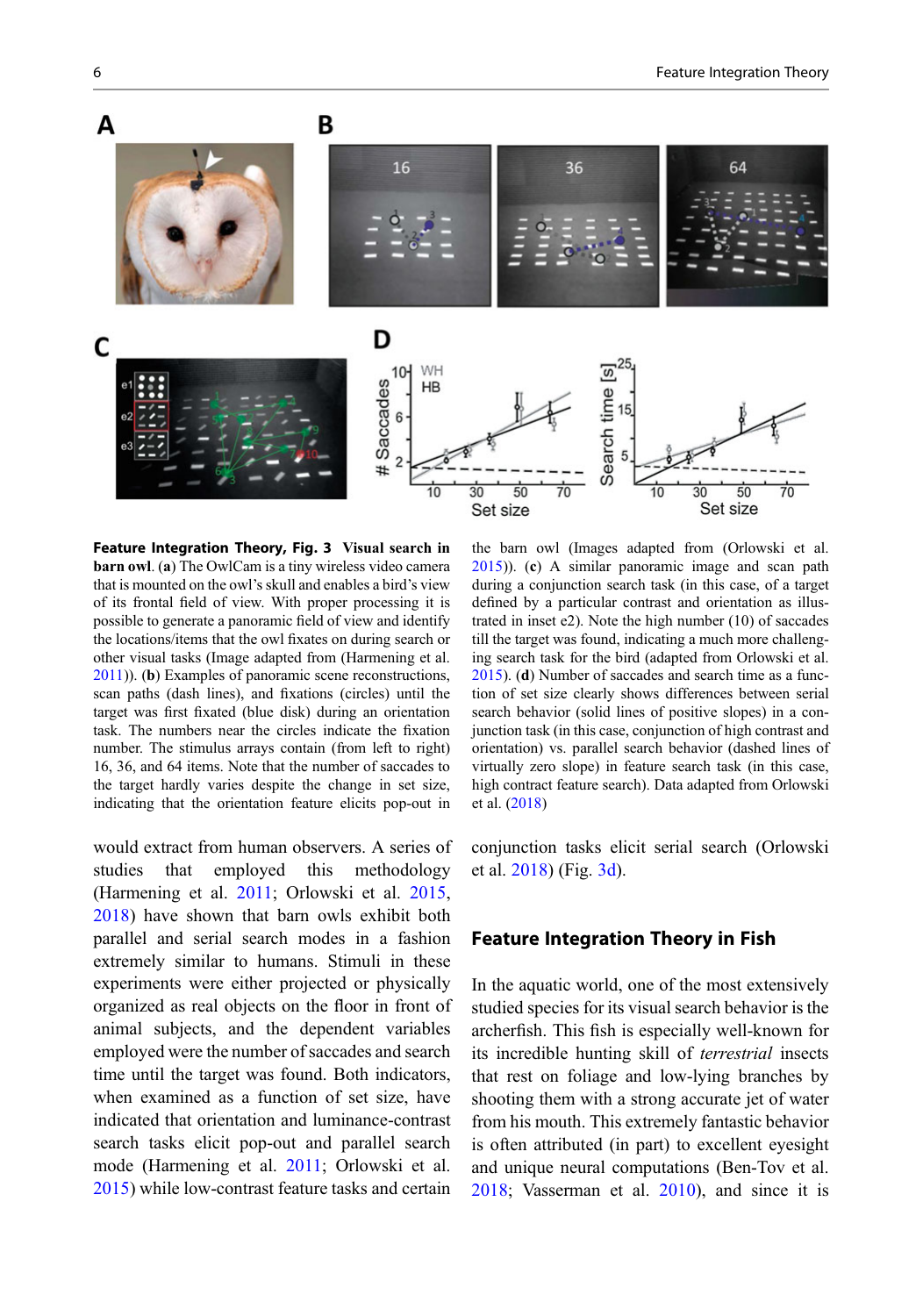**Feature Integration Theory, Fig. 3 Visual search in barn owl**. (**a**) The OwlCam is a tiny wireless video camera that is mounted on the owl's skull and enables a bird's view of its frontal field of view. With proper processing it is possible to generate a panoramic field of view and identify the locations/items that the owl fixates on during search or other visual tasks (Image adapted from (Harmening et al. 2011)). (**b**) Examples of panoramic scene reconstructions, scan paths (dash lines), and fixations (circles) until the target was first fixated (blue disk) during an orientation task. The numbers near the circles indicate the fixation number. The stimulus arrays contain (from left to right) 16, 36, and 64 items. Note that the number of saccades to the target hardly varies despite the change in set size, indicating that the orientation feature elicits pop-out in the barn owl (Images adapted from (Orlowski et al. 2015)). (**c**) A similar panoramic image and scan path during a conjunction search task (in this case, of a target defined by a particular contrast and orientation as illustrated in inset e2). Note the high number (10) of saccades till the target was found, indicating a much more challenging search task for the bird (adapted from Orlowski et al. 2015). (**d**) Number of saccades and search time as a function of set size clearly shows differences between serial search behavior (solid lines of positive slopes) in a conjunction task (in this case, conjunction of high contrast and orientation) vs. parallel search behavior (dashed lines of virtually zero slope) in feature search task (in this case, high contract feature search). Data adapted from Orlowski et al. (2018)

would extract from human observers. A series of studies that employed this methodology (Harmening et al. 2011; Orlowski et al. 2015, 2018) have shown that barn owls exhibit both parallel and serial search modes in a fashion extremely similar to humans. Stimuli in these experiments were either projected or physically organized as real objects on the floor in front of animal subjects, and the dependent variables employed were the number of saccades and search time until the target was found. Both indicators, when examined as a function of set size, have indicated that orientation and luminance-contrast search tasks elicit pop-out and parallel search mode (Harmening et al. 2011; Orlowski et al. 2015) while low-contrast feature tasks and certain conjunction tasks elicit serial search (Orlowski et al. 2018) (Fig. 3d).

## Feature Integration Theory in Fish

In the aquatic world, one of the most extensively studied species for its visual search behavior is the archerfish. This fish is especially well-known for its incredible hunting skill of *terrestrial* insects that rest on foliage and low-lying branches by shooting them with a strong accurate jet of water from his mouth. This extremely fantastic behavior is often attributed (in part) to excellent eyesight and unique neural computations (Ben-Tov et al. 2018; Vasserman et al. 2010), and since it is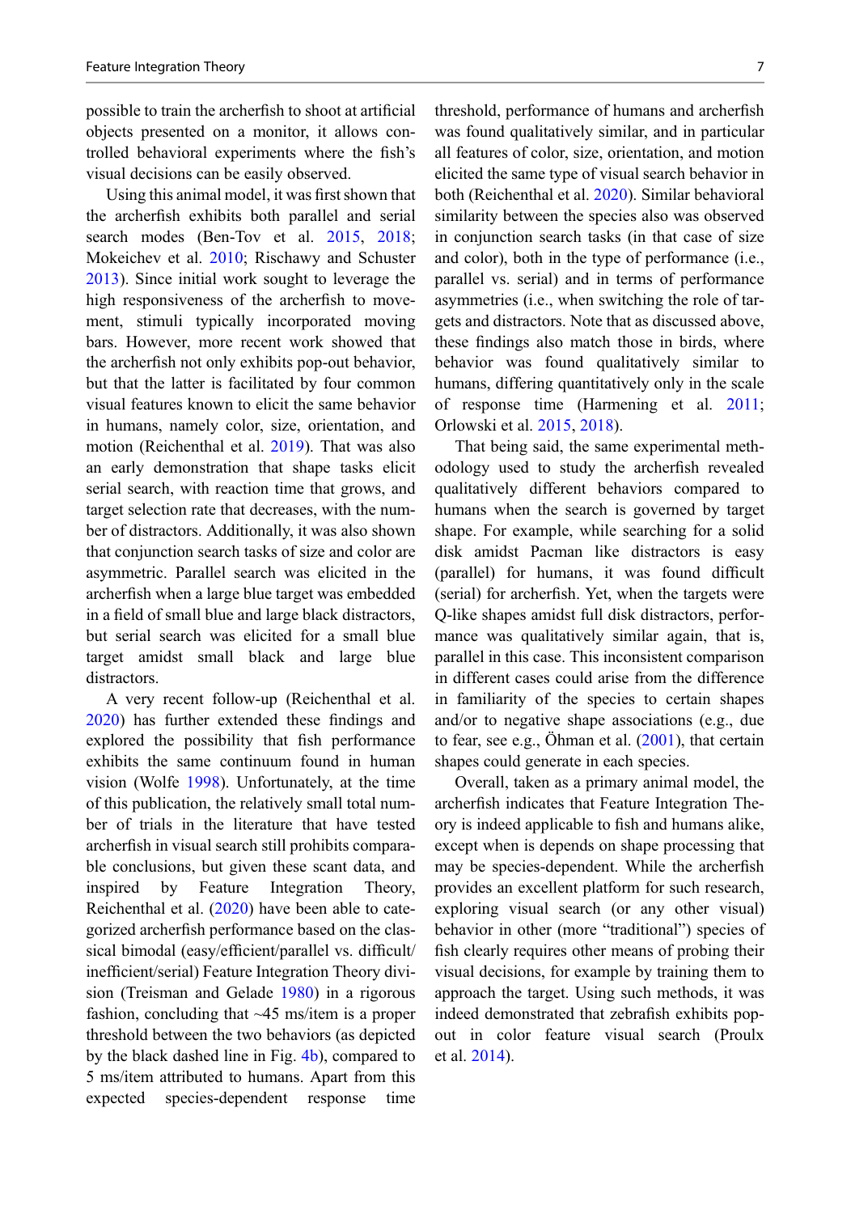possible to train the archerfish to shoot at artificial objects presented on a monitor, it allows controlled behavioral experiments where the fish's visual decisions can be easily observed.

Using this animal model, it was first shown that the archerfish exhibits both parallel and serial search modes (Ben-Tov et al. 2015, 2018; Mokeichev et al. 2010; Rischawy and Schuster 2013). Since initial work sought to leverage the high responsiveness of the archerfish to movement, stimuli typically incorporated moving bars. However, more recent work showed that the archerfish not only exhibits pop-out behavior, but that the latter is facilitated by four common visual features known to elicit the same behavior in humans, namely color, size, orientation, and motion (Reichenthal et al. 2019). That was also an early demonstration that shape tasks elicit serial search, with reaction time that grows, and target selection rate that decreases, with the number of distractors. Additionally, it was also shown that conjunction search tasks of size and color are asymmetric. Parallel search was elicited in the archerfish when a large blue target was embedded in a field of small blue and large black distractors, but serial search was elicited for a small blue target amidst small black and large blue distractors.

A very recent follow-up (Reichenthal et al. 2020) has further extended these findings and explored the possibility that fish performance exhibits the same continuum found in human vision (Wolfe 1998). Unfortunately, at the time of this publication, the relatively small total number of trials in the literature that have tested archerfish in visual search still prohibits comparable conclusions, but given these scant data, and inspired by Feature Integration Theory, Reichenthal et al. (2020) have been able to categorized archerfish performance based on the classical bimodal (easy/efficient/parallel vs. difficult/inefficient/serial) Feature Integration Theory division (Treisman and Gelade 1980) in a rigorous fashion, concluding that ~45 ms/item is a proper threshold between the two behaviors (as depicted by the black dashed line in Fig. 4b), compared to 5 ms/item attributed to humans. Apart from this expected species-dependent response time threshold, performance of humans and archerfish was found qualitatively similar, and in particular all features of color, size, orientation, and motion elicited the same type of visual search behavior in both (Reichenthal et al. 2020). Similar behavioral similarity between the species also was observed in conjunction search tasks (in that case of size and color), both in the type of performance (i.e., parallel vs. serial) and in terms of performance asymmetries (i.e., when switching the role of targets and distractors. Note that as discussed above, these findings also match those in birds, where behavior was found qualitatively similar to humans, differing quantitatively only in the scale of response time (Harmening et al. 2011; Orlowski et al. 2015, 2018).

That being said, the same experimental methodology used to study the archerfish revealed qualitatively different behaviors compared to humans when the search is governed by target shape. For example, while searching for a solid disk amidst Pacman like distractors is easy (parallel) for humans, it was found difficult (serial) for archerfish. Yet, when the targets were Q-like shapes amidst full disk distractors, performance was qualitatively similar again, that is, parallel in this case. This inconsistent comparison in different cases could arise from the difference in familiarity of the species to certain shapes and/or to negative shape associations (e.g., due to fear, see e.g., Öhman et al. (2001), that certain shapes could generate in each species.

Overall, taken as a primary animal model, the archerfish indicates that Feature Integration Theory is indeed applicable to fish and humans alike, except when is depends on shape processing that may be species-dependent. While the archerfish provides an excellent platform for such research, exploring visual search (or any other visual) behavior in other (more "traditional") species of fish clearly requires other means of probing their visual decisions, for example by training them to approach the target. Using such methods, it was indeed demonstrated that zebrafish exhibits pop-out in color feature visual search (Proulx et al. 2014).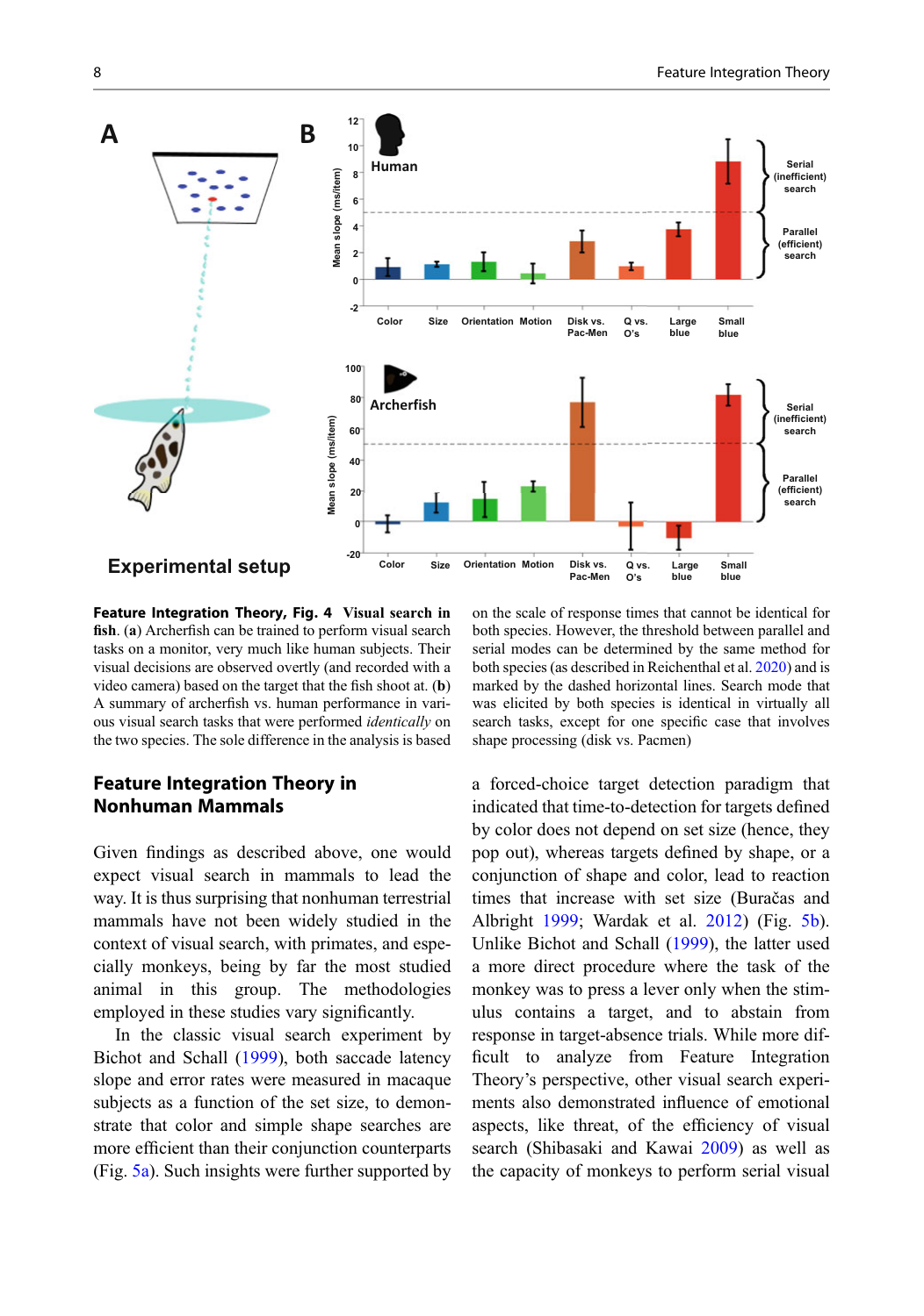**Feature Integration Theory, Fig. 4** **Visual search in fish**. (**a**) Archerfish can be trained to perform visual search tasks on a monitor, very much like human subjects. Their visual decisions are observed overtly (and recorded with a video camera) based on the target that the fish shoot at. (**b**) A summary of archerfish vs. human performance in various visual search tasks that were performed *identically* on the two species. The sole difference in the analysis is based on the scale of response times that cannot be identical for both species. However, the threshold between parallel and serial modes can be determined by the same method for both species (as described in Reichenthal et al. 2020) and is marked by the dashed horizontal lines. Search mode that was elicited by both species is identical in virtually all search tasks, except for one specific case that involves shape processing (disk vs. Pacmen)

## Feature Integration Theory in Nonhuman Mammals

Given findings as described above, one would expect visual search in mammals to lead the way. It is thus surprising that nonhuman terrestrial mammals have not been widely studied in the context of visual search, with primates, and especially monkeys, being by far the most studied animal in this group. The methodologies employed in these studies vary significantly.

In the classic visual search experiment by Bichot and Schall (1999), both saccade latency slope and error rates were measured in macaque subjects as a function of the set size, to demonstrate that color and simple shape searches are more efficient than their conjunction counterparts (Fig. 5a). Such insights were further supported by a forced-choice target detection paradigm that indicated that time-to-detection for targets defined by color does not depend on set size (hence, they pop out), whereas targets defined by shape, or a conjunction of shape and color, lead to reaction times that increase with set size (Buračas and Albright 1999; Wardak et al. 2012) (Fig. 5b). Unlike Bichot and Schall (1999), the latter used a more direct procedure where the task of the monkey was to press a lever only when the stimulus contains a target, and to abstain from response in target-absence trials. While more difficult to analyze from Feature Integration Theory's perspective, other visual search experiments also demonstrated influence of emotional aspects, like threat, of the efficiency of visual search (Shibasaki and Kawai 2009) as well as the capacity of monkeys to perform serial visual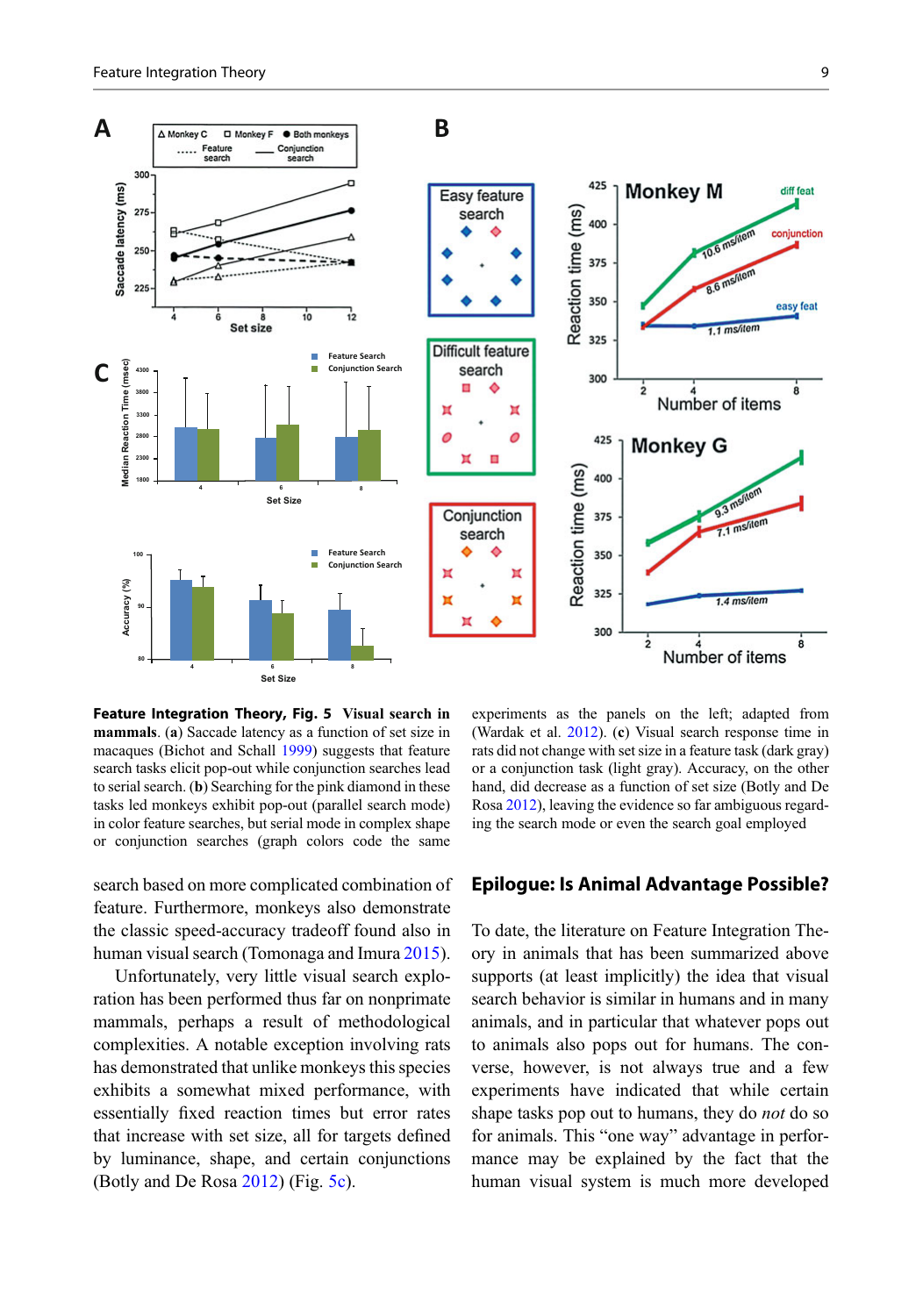**Feature Integration Theory, Fig. 5** **Visual search in mammals**. (**a**) Saccade latency as a function of set size in macaques (Bichot and Schall 1999) suggests that feature search tasks elicit pop-out while conjunction searches lead to serial search. (**b**) Searching for the pink diamond in these tasks led monkeys exhibit pop-out (parallel search mode) in color feature searches, but serial mode in complex shape or conjunction searches (graph colors code the same experiments as the panels on the left; adapted from (Wardak et al. 2012). (**c**) Visual search response time in rats did not change with set size in a feature task (dark gray) or a conjunction task (light gray). Accuracy, on the other hand, did decrease as a function of set size (Botly and De Rosa 2012), leaving the evidence so far ambiguous regarding the search mode or even the search goal employed

search based on more complicated combination of feature. Furthermore, monkeys also demonstrate the classic speed-accuracy tradeoff found also in human visual search (Tomonaga and Imura 2015).

Unfortunately, very little visual search exploration has been performed thus far on nonprimate mammals, perhaps a result of methodological complexities. A notable exception involving rats has demonstrated that unlike monkeys this species exhibits a somewhat mixed performance, with essentially fixed reaction times but error rates that increase with set size, all for targets defined by luminance, shape, and certain conjunctions (Botly and De Rosa 2012) (Fig. 5c).

## Epilogue: Is Animal Advantage Possible?

To date, the literature on Feature Integration Theory in animals that has been summarized above supports (at least implicitly) the idea that visual search behavior is similar in humans and in many animals, and in particular that whatever pops out to animals also pops out for humans. The converse, however, is not always true and a few experiments have indicated that while certain shape tasks pop out to humans, they do *not* do so for animals. This "one way" advantage in performance may be explained by the fact that the human visual system is much more developed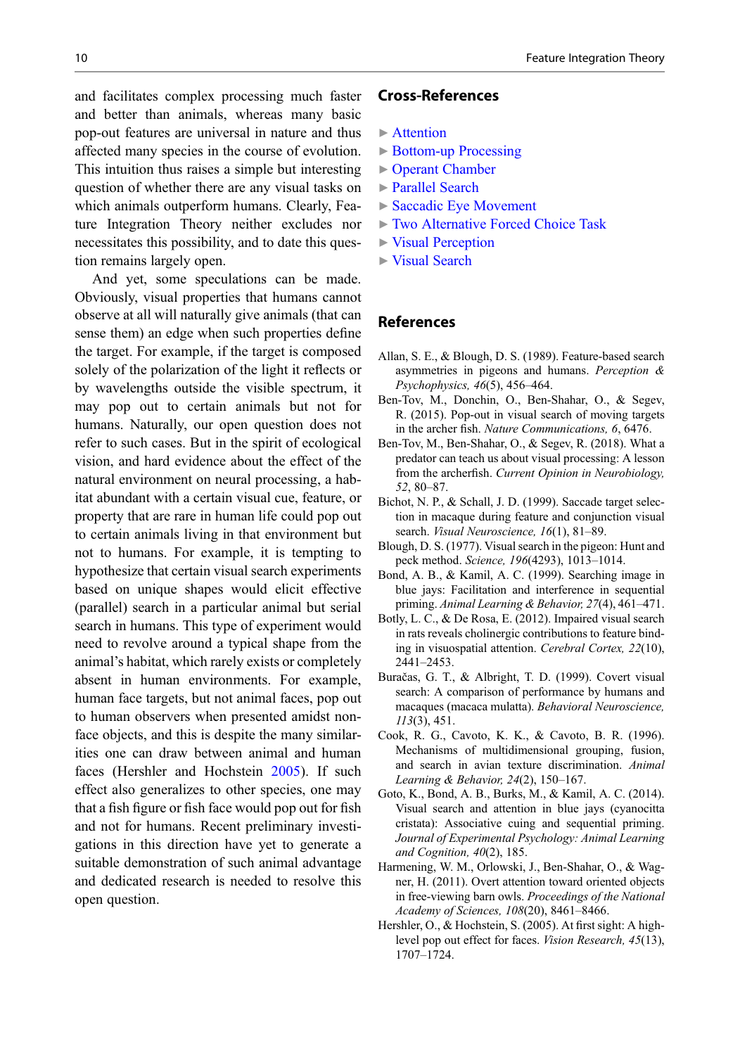and facilitates complex processing much faster and better than animals, whereas many basic pop-out features are universal in nature and thus affected many species in the course of evolution. This intuition thus raises a simple but interesting question of whether there are any visual tasks on which animals outperform humans. Clearly, Feature Integration Theory neither excludes nor necessitates this possibility, and to date this question remains largely open.

And yet, some speculations can be made. Obviously, visual properties that humans cannot observe at all will naturally give animals (that can sense them) an edge when such properties define the target. For example, if the target is composed solely of the polarization of the light it reflects or by wavelengths outside the visible spectrum, it may pop out to certain animals but not for humans. Naturally, our open question does not refer to such cases. But in the spirit of ecological vision, and hard evidence about the effect of the natural environment on neural processing, a habitat abundant with a certain visual cue, feature, or property that are rare in human life could pop out to certain animals living in that environment but not to humans. For example, it is tempting to hypothesize that certain visual search experiments based on unique shapes would elicit effective (parallel) search in a particular animal but serial search in humans. This type of experiment would need to revolve around a typical shape from the animal's habitat, which rarely exists or completely absent in human environments. For example, human face targets, but not animal faces, pop out to human observers when presented amidst non-face objects, and this is despite the many similarities one can draw between animal and human faces (Hershler and Hochstein 2005). If such effect also generalizes to other species, one may that a fish figure or fish face would pop out for fish and not for humans. Recent preliminary investigations in this direction have yet to generate a suitable demonstration of such animal advantage and dedicated research is needed to resolve this open question.

## Cross-References

- ► Attention
- ► Bottom-up Processing
- ► Operant Chamber
- ► Parallel Search
- ► Saccadic Eye Movement
- ► Two Alternative Forced Choice Task
- ► Visual Perception
- ► Visual Search

## References

Allan, S. E., & Blough, D. S. (1989). Feature-based search asymmetries in pigeons and humans. *Perception & Psychophysics, 46*(5), 456–464.

Ben-Tov, M., Donchin, O., Ben-Shahar, O., & Segev, R. (2015). Pop-out in visual search of moving targets in the archer fish. *Nature Communications, 6*, 6476.

Ben-Tov, M., Ben-Shahar, O., & Segev, R. (2018). What a predator can teach us about visual processing: A lesson from the archerfish. *Current Opinion in Neurobiology, 52*, 80–87.

Bichot, N. P., & Schall, J. D. (1999). Saccade target selection in macaque during feature and conjunction visual search. *Visual Neuroscience, 16*(1), 81–89.

Blough, D. S. (1977). Visual search in the pigeon: Hunt and peck method. *Science, 196*(4293), 1013–1014.

Bond, A. B., & Kamil, A. C. (1999). Searching image in blue jays: Facilitation and interference in sequential priming. *Animal Learning & Behavior, 27*(4), 461–471.

Botly, L. C., & De Rosa, E. (2012). Impaired visual search in rats reveals cholinergic contributions to feature binding in visuospatial attention. *Cerebral Cortex, 22*(10), 2441–2453.

Buračas, G. T., & Albright, T. D. (1999). Covert visual search: A comparison of performance by humans and macaques (macaca mulatta). *Behavioral Neuroscience, 113*(3), 451.

Cook, R. G., Cavoto, K. K., & Cavoto, B. R. (1996). Mechanisms of multidimensional grouping, fusion, and search in avian texture discrimination. *Animal Learning & Behavior, 24*(2), 150–167.

Goto, K., Bond, A. B., Burks, M., & Kamil, A. C. (2014). Visual search and attention in blue jays (cyanocitta cristata): Associative cuing and sequential priming. *Journal of Experimental Psychology: Animal Learning and Cognition, 40*(2), 185.

Harmening, W. M., Orlowski, J., Ben-Shahar, O., & Wagner, H. (2011). Overt attention toward oriented objects in free-viewing barn owls. *Proceedings of the National Academy of Sciences, 108*(20), 8461–8466.

Hershler, O., & Hochstein, S. (2005). At first sight: A high-level pop out effect for faces. *Vision Research, 45*(13), 1707–1724.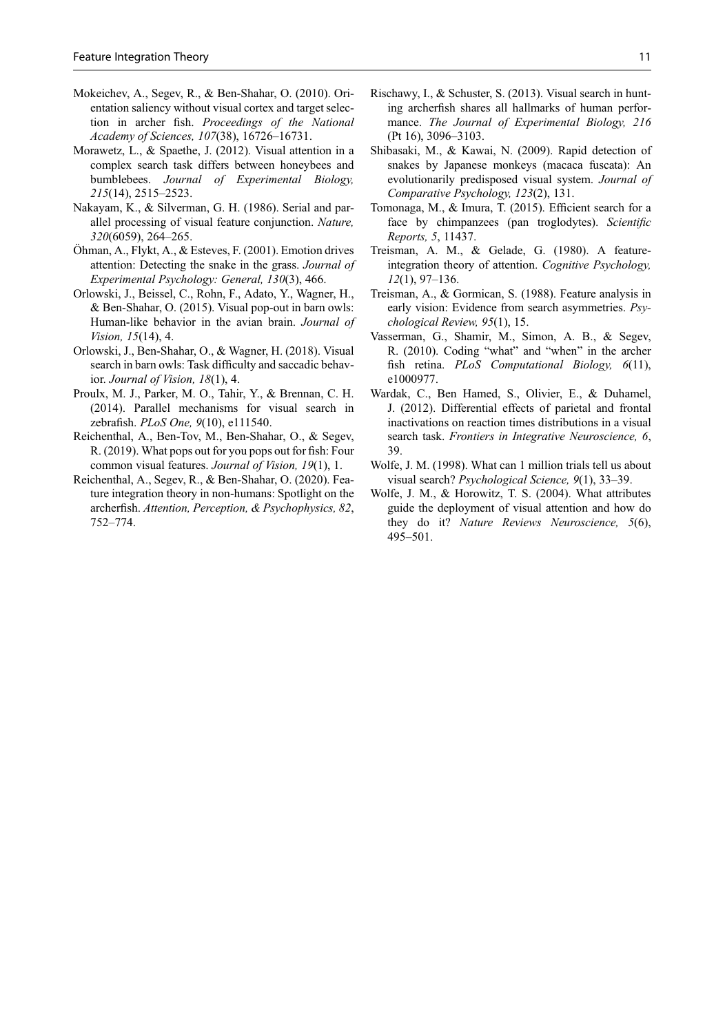Mokeichev, A., Segev, R., & Ben-Shahar, O. (2010). Orientation saliency without visual cortex and target selection in archer fish. *Proceedings of the National Academy of Sciences, 107*(38), 16726–16731.

Morawetz, L., & Spaethe, J. (2012). Visual attention in a complex search task differs between honeybees and bumblebees. *Journal of Experimental Biology, 215*(14), 2515–2523.

Nakayam, K., & Silverman, G. H. (1986). Serial and parallel processing of visual feature conjunction. *Nature, 320*(6059), 264–265.

Öhman, A., Flykt, A., & Esteves, F. (2001). Emotion drives attention: Detecting the snake in the grass. *Journal of Experimental Psychology: General, 130*(3), 466.

Orlowski, J., Beissel, C., Rohn, F., Adato, Y., Wagner, H., & Ben-Shahar, O. (2015). Visual pop-out in barn owls: Human-like behavior in the avian brain. *Journal of Vision, 15*(14), 4.

Orlowski, J., Ben-Shahar, O., & Wagner, H. (2018). Visual search in barn owls: Task difficulty and saccadic behavior. *Journal of Vision, 18*(1), 4.

Proulx, M. J., Parker, M. O., Tahir, Y., & Brennan, C. H. (2014). Parallel mechanisms for visual search in zebrafish. *PLoS One, 9*(10), e111540.

Reichenthal, A., Ben-Tov, M., Ben-Shahar, O., & Segev, R. (2019). What pops out for you pops out for fish: Four common visual features. *Journal of Vision, 19*(1), 1.

Reichenthal, A., Segev, R., & Ben-Shahar, O. (2020). Feature integration theory in non-humans: Spotlight on the archerfish. *Attention, Perception, & Psychophysics, 82*, 752–774.

Rischawy, I., & Schuster, S. (2013). Visual search in hunting archerfish shares all hallmarks of human performance. *The Journal of Experimental Biology, 216* (Pt 16), 3096–3103.

Shibasaki, M., & Kawai, N. (2009). Rapid detection of snakes by Japanese monkeys (macaca fuscata): An evolutionarily predisposed visual system. *Journal of Comparative Psychology, 123*(2), 131.

Tomonaga, M., & Imura, T. (2015). Efficient search for a face by chimpanzees (pan troglodytes). *Scientific Reports, 5*, 11437.

Treisman, A. M., & Gelade, G. (1980). A feature-integration theory of attention. *Cognitive Psychology, 12*(1), 97–136.

Treisman, A., & Gormican, S. (1988). Feature analysis in early vision: Evidence from search asymmetries. *Psychological Review, 95*(1), 15.

Vasserman, G., Shamir, M., Simon, A. B., & Segev, R. (2010). Coding "what" and "when" in the archer fish retina. *PLoS Computational Biology, 6*(11), e1000977.

Wardak, C., Ben Hamed, S., Olivier, E., & Duhamel, J. (2012). Differential effects of parietal and frontal inactivations on reaction times distributions in a visual search task. *Frontiers in Integrative Neuroscience, 6*, 39.

Wolfe, J. M. (1998). What can 1 million trials tell us about visual search? *Psychological Science, 9*(1), 33–39.

Wolfe, J. M., & Horowitz, T. S. (2004). What attributes guide the deployment of visual attention and how do they do it? *Nature Reviews Neuroscience, 5*(6), 495–501.